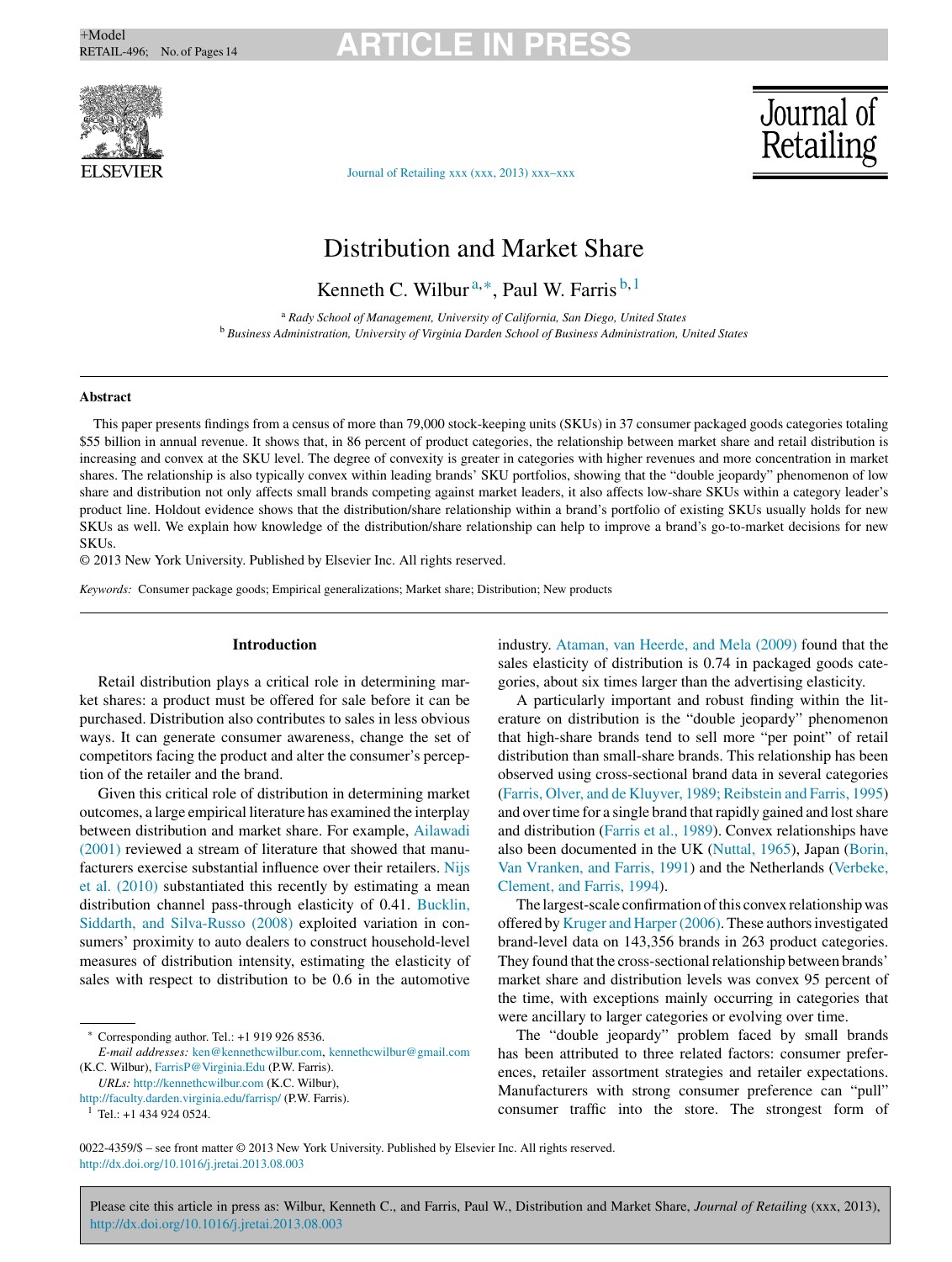# Distribution and Market Share

Kenneth C. Wilbur[a,*], Paul W. Farris[b,1]

[a] *Rady School of Management, University of California, San Diego, United States*

[b] *Business Administration, University of Virginia Darden School of Business Administration, United States*

## Abstract

This paper presents findings from a census of more than 79,000 stock-keeping units (SKUs) in 37 consumer packaged goods categories totaling $55 billion in annual revenue. It shows that, in 86 percent of product categories, the relationship between market share and retail distribution is increasing and convex at the SKU level. The degree of convexity is greater in categories with higher revenues and more concentration in market shares. The relationship is also typically convex within leading brands' SKU portfolios, showing that the "double jeopardy" phenomenon of low share and distribution not only affects small brands competing against market leaders, it also affects low-share SKUs within a category leader's product line. Holdout evidence shows that the distribution/share relationship within a brand's portfolio of existing SKUs usually holds for new SKUs as well. We explain how knowledge of the distribution/share relationship can help to improve a brand's go-to-market decisions for new SKUs.

© 2013 New York University. Published by Elsevier Inc. All rights reserved.

*Keywords:* Consumer package goods; Empirical generalizations; Market share; Distribution; New products

## Introduction

Retail distribution plays a critical role in determining market shares: a product must be offered for sale before it can be purchased. Distribution also contributes to sales in less obvious ways. It can generate consumer awareness, change the set of competitors facing the product and alter the consumer's perception of the retailer and the brand.

Given this critical role of distribution in determining market outcomes, a large empirical literature has examined the interplay between distribution and market share. For example, Ailawadi (2001) reviewed a stream of literature that showed that manufacturers exercise substantial influence over their retailers. Nijs et al. (2010) substantiated this recently by estimating a mean distribution channel pass-through elasticity of 0.41. Bucklin, Siddarth, and Silva-Russo (2008) exploited variation in consumers' proximity to auto dealers to construct household-level measures of distribution intensity, estimating the elasticity of sales with respect to distribution to be 0.6 in the automotive industry. Ataman, van Heerde, and Mela (2009) found that the sales elasticity of distribution is 0.74 in packaged goods categories, about six times larger than the advertising elasticity.

A particularly important and robust finding within the literature on distribution is the "double jeopardy" phenomenon that high-share brands tend to sell more "per point" of retail distribution than small-share brands. This relationship has been observed using cross-sectional brand data in several categories (Farris, Olver, and de Kluyver, 1989; Reibstein and Farris, 1995) and over time for a single brand that rapidly gained and lost share and distribution (Farris et al., 1989). Convex relationships have also been documented in the UK (Nuttal, 1965), Japan (Borin, Van Vranken, and Farris, 1991) and the Netherlands (Verbeke, Clement, and Farris, 1994).

The largest-scale confirmation of this convex relationship was offered by Kruger and Harper (2006). These authors investigated brand-level data on 143,356 brands in 263 product categories. They found that the cross-sectional relationship between brands' market share and distribution levels was convex 95 percent of the time, with exceptions mainly occurring in categories that were ancillary to larger categories or evolving over time.

The "double jeopardy" problem faced by small brands has been attributed to three related factors: consumer preferences, retailer assortment strategies and retailer expectations. Manufacturers with strong consumer preference can "pull" consumer traffic into the store. The strongest form of

---

* Corresponding author. Tel.: +1 919 926 8536.
*E-mail addresses:* ken@kennethcwilbur.com, kennethcwilbur@gmail.com (K.C. Wilbur), FarrisP@Virginia.Edu (P.W. Farris).
*URLs:* http://kennethcwilbur.com (K.C. Wilbur), http://faculty.darden.virginia.edu/farrisp/ (P.W. Farris).
[1] Tel.: +1 434 924 0524.

0022-4359/$ – see front matter © 2013 New York University. Published by Elsevier Inc. All rights reserved.
http://dx.doi.org/10.1016/j.jretai.2013.08.003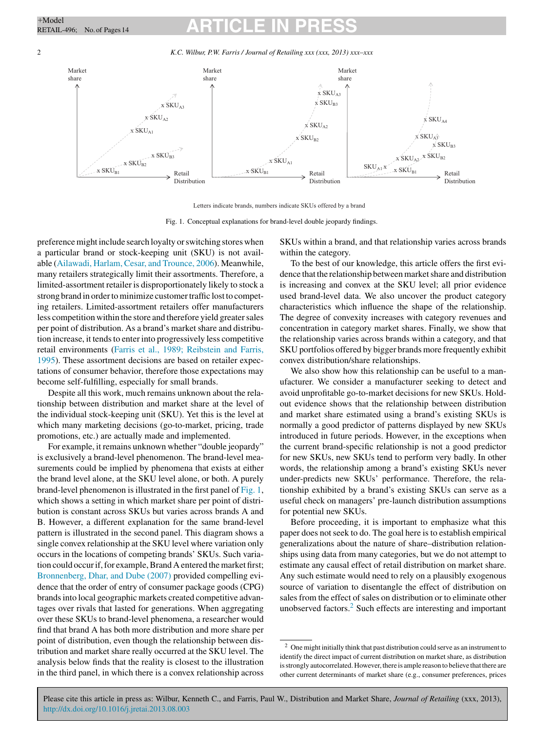Letters indicate brands, numbers indicate SKUs offered by a brand

Fig. 1. Conceptual explanations for brand-level double jeopardy findings.

preference might include search loyalty or switching stores when a particular brand or stock-keeping unit (SKU) is not available (Ailawadi, Harlam, Cesar, and Trounce, 2006). Meanwhile, many retailers strategically limit their assortments. Therefore, a limited-assortment retailer is disproportionately likely to stock a strong brand in order to minimize customer traffic lost to competing retailers. Limited-assortment retailers offer manufacturers less competition within the store and therefore yield greater sales per point of distribution. As a brand's market share and distribution increase, it tends to enter into progressively less competitive retail environments (Farris et al., 1989; Reibstein and Farris, 1995). These assortment decisions are based on retailer expectations of consumer behavior, therefore those expectations may become self-fulfilling, especially for small brands.

Despite all this work, much remains unknown about the relationship between distribution and market share at the level of the individual stock-keeping unit (SKU). Yet this is the level at which many marketing decisions (go-to-market, pricing, trade promotions, etc.) are actually made and implemented.

For example, it remains unknown whether "double jeopardy" is exclusively a brand-level phenomenon. The brand-level measurements could be implied by phenomena that exists at either the brand level alone, at the SKU level alone, or both. A purely brand-level phenomenon is illustrated in the first panel of Fig. 1, which shows a setting in which market share per point of distribution is constant across SKUs but varies across brands A and B. However, a different explanation for the same brand-level pattern is illustrated in the second panel. This diagram shows a single convex relationship at the SKU level where variation only occurs in the locations of competing brands' SKUs. Such variation could occur if, for example, Brand A entered the market first; Bronnenberg, Dhar, and Dube (2007) provided compelling evidence that the order of entry of consumer package goods (CPG) brands into local geographic markets created competitive advantages over rivals that lasted for generations. When aggregating over these SKUs to brand-level phenomena, a researcher would find that brand A has both more distribution and more share per point of distribution, even though the relationship between distribution and market share really occurred at the SKU level. The analysis below finds that the reality is closest to the illustration in the third panel, in which there is a convex relationship across SKUs within a brand, and that relationship varies across brands within the category.

To the best of our knowledge, this article offers the first evidence that the relationship between market share and distribution is increasing and convex at the SKU level; all prior evidence used brand-level data. We also uncover the product category characteristics which influence the shape of the relationship. The degree of convexity increases with category revenues and concentration in category market shares. Finally, we show that the relationship varies across brands within a category, and that SKU portfolios offered by bigger brands more frequently exhibit convex distribution/share relationships.

We also show how this relationship can be useful to a manufacturer. We consider a manufacturer seeking to detect and avoid unprofitable go-to-market decisions for new SKUs. Hold-out evidence shows that the relationship between distribution and market share estimated using a brand's existing SKUs is normally a good predictor of patterns displayed by new SKUs introduced in future periods. However, in the exceptions when the current brand-specific relationship is not a good predictor for new SKUs, new SKUs tend to perform very badly. In other words, the relationship among a brand's existing SKUs never under-predicts new SKUs' performance. Therefore, the relationship exhibited by a brand's existing SKUs can serve as a useful check on managers' pre-launch distribution assumptions for potential new SKUs.

Before proceeding, it is important to emphasize what this paper does not seek to do. The goal here is to establish empirical generalizations about the nature of share–distribution relationships using data from many categories, but we do not attempt to estimate any causal effect of retail distribution on market share. Any such estimate would need to rely on a plausibly exogenous source of variation to disentangle the effect of distribution on sales from the effect of sales on distribution or to eliminate other unobserved factors.[2] Such effects are interesting and important

[2] One might initially think that past distribution could serve as an instrument to identify the direct impact of current distribution on market share, as distribution is strongly autocorrelated. However, there is ample reason to believe that there are other current determinants of market share (e.g., consumer preferences, prices

Please cite this article in press as: Wilbur, Kenneth C., and Farris, Paul W., Distribution and Market Share, *Journal of Retailing* (xxx, 2013), http://dx.doi.org/10.1016/j.jretai.2013.08.003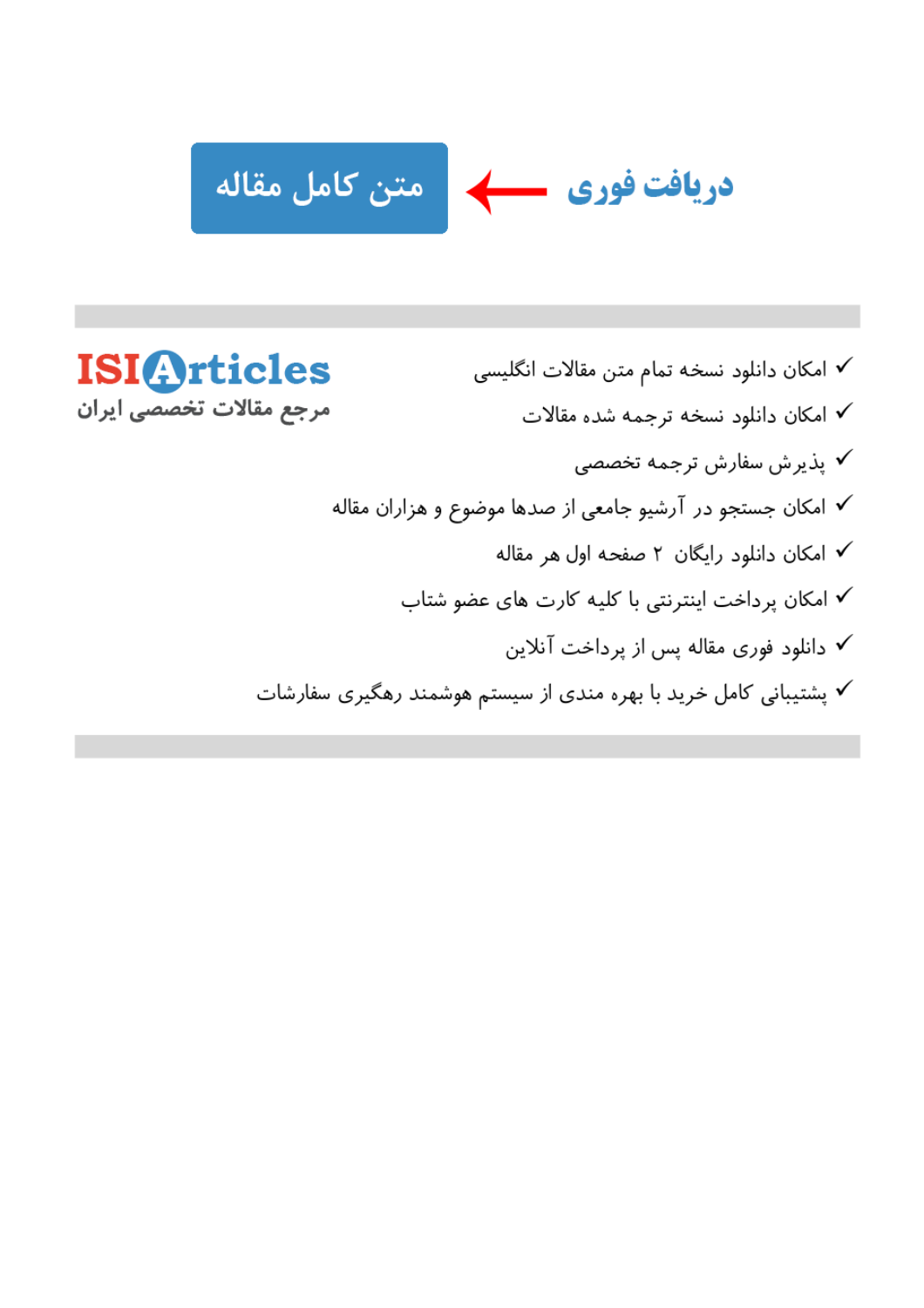دریافت فوری ← متن کامل مقاله

**ISIArticles**
مرجع مقالات تخصصی ایران

- ✓ امکان دانلود نسخه تمام متن مقالات انگلیسی
- ✓ امکان دانلود نسخه ترجمه شده مقالات
- ✓ پذیرش سفارش ترجمه تخصصی
- ✓ امکان جستجو در آرشیو جامعی از صدها موضوع و هزاران مقاله
- ✓ امکان دانلود رایگان ۲ صفحه اول هر مقاله
- ✓ امکان پرداخت اینترنتی با کلیه کارت های عضو شتاب
- ✓ دانلود فوری مقاله پس از پرداخت آنلاین
- ✓ پشتیبانی کامل خرید با بهره مندی از سیستم هوشمند رهگیری سفارشات